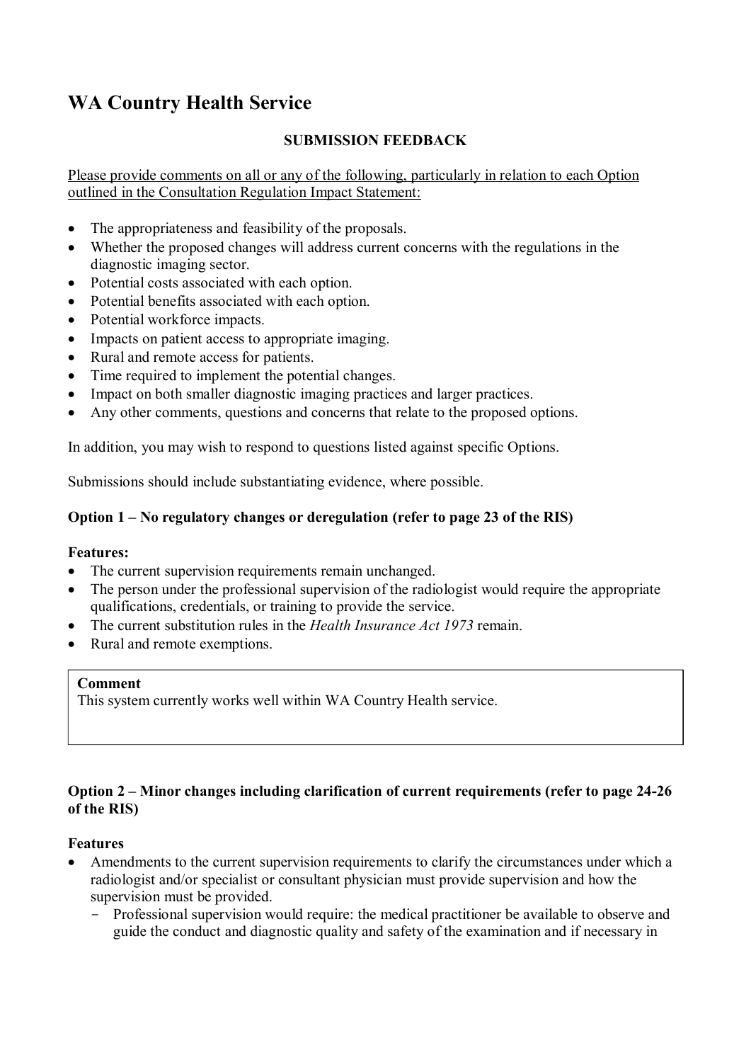# WA Country Health Service

**SUBMISSION FEEDBACK**

Please provide comments on all or any of the following, particularly in relation to each Option outlined in the Consultation Regulation Impact Statement:

- The appropriateness and feasibility of the proposals.
- Whether the proposed changes will address current concerns with the regulations in the diagnostic imaging sector.
- Potential costs associated with each option.
- Potential benefits associated with each option.
- Potential workforce impacts.
- Impacts on patient access to appropriate imaging.
- Rural and remote access for patients.
- Time required to implement the potential changes.
- Impact on both smaller diagnostic imaging practices and larger practices.
- Any other comments, questions and concerns that relate to the proposed options.

In addition, you may wish to respond to questions listed against specific Options.

Submissions should include substantiating evidence, where possible.

### Option 1 – No regulatory changes or deregulation (refer to page 23 of the RIS)

**Features:**

- The current supervision requirements remain unchanged.
- The person under the professional supervision of the radiologist would require the appropriate qualifications, credentials, or training to provide the service.
- The current substitution rules in the *Health Insurance Act 1973* remain.
- Rural and remote exemptions.

| **Comment** |
| --- |
| This system currently works well within WA Country Health service. |

### Option 2 – Minor changes including clarification of current requirements (refer to page 24-26 of the RIS)

**Features**

- Amendments to the current supervision requirements to clarify the circumstances under which a radiologist and/or specialist or consultant physician must provide supervision and how the supervision must be provided.
  - Professional supervision would require: the medical practitioner be available to observe and guide the conduct and diagnostic quality and safety of the examination and if necessary in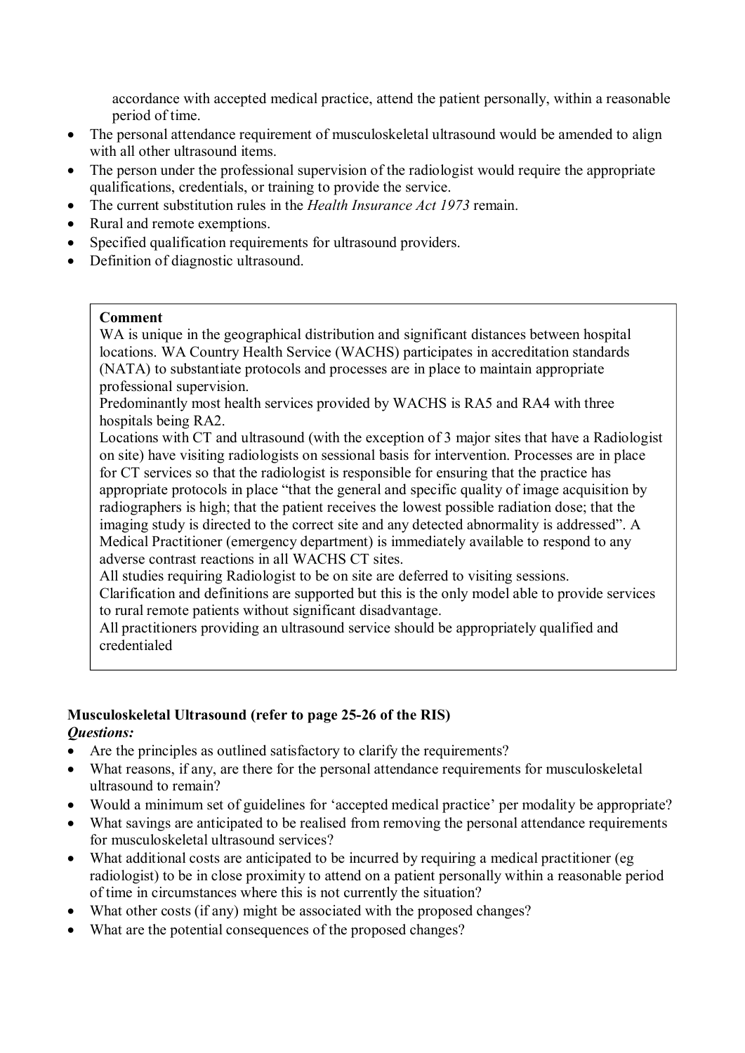accordance with accepted medical practice, attend the patient personally, within a reasonable period of time.

- The personal attendance requirement of musculoskeletal ultrasound would be amended to align with all other ultrasound items.
- The person under the professional supervision of the radiologist would require the appropriate qualifications, credentials, or training to provide the service.
- The current substitution rules in the *Health Insurance Act 1973* remain.
- Rural and remote exemptions.
- Specified qualification requirements for ultrasound providers.
- Definition of diagnostic ultrasound.

> **Comment**
>
> WA is unique in the geographical distribution and significant distances between hospital locations. WA Country Health Service (WACHS) participates in accreditation standards (NATA) to substantiate protocols and processes are in place to maintain appropriate professional supervision.
>
> Predominantly most health services provided by WACHS is RA5 and RA4 with three hospitals being RA2.
>
> Locations with CT and ultrasound (with the exception of 3 major sites that have a Radiologist on site) have visiting radiologists on sessional basis for intervention. Processes are in place for CT services so that the radiologist is responsible for ensuring that the practice has appropriate protocols in place "that the general and specific quality of image acquisition by radiographers is high; that the patient receives the lowest possible radiation dose; that the imaging study is directed to the correct site and any detected abnormality is addressed". A Medical Practitioner (emergency department) is immediately available to respond to any adverse contrast reactions in all WACHS CT sites.
>
> All studies requiring Radiologist to be on site are deferred to visiting sessions.
>
> Clarification and definitions are supported but this is the only model able to provide services to rural remote patients without significant disadvantage.
>
> All practitioners providing an ultrasound service should be appropriately qualified and credentialed

**Musculoskeletal Ultrasound (refer to page 25-26 of the RIS)**

***Questions:***

- Are the principles as outlined satisfactory to clarify the requirements?
- What reasons, if any, are there for the personal attendance requirements for musculoskeletal ultrasound to remain?
- Would a minimum set of guidelines for 'accepted medical practice' per modality be appropriate?
- What savings are anticipated to be realised from removing the personal attendance requirements for musculoskeletal ultrasound services?
- What additional costs are anticipated to be incurred by requiring a medical practitioner (eg radiologist) to be in close proximity to attend on a patient personally within a reasonable period of time in circumstances where this is not currently the situation?
- What other costs (if any) might be associated with the proposed changes?
- What are the potential consequences of the proposed changes?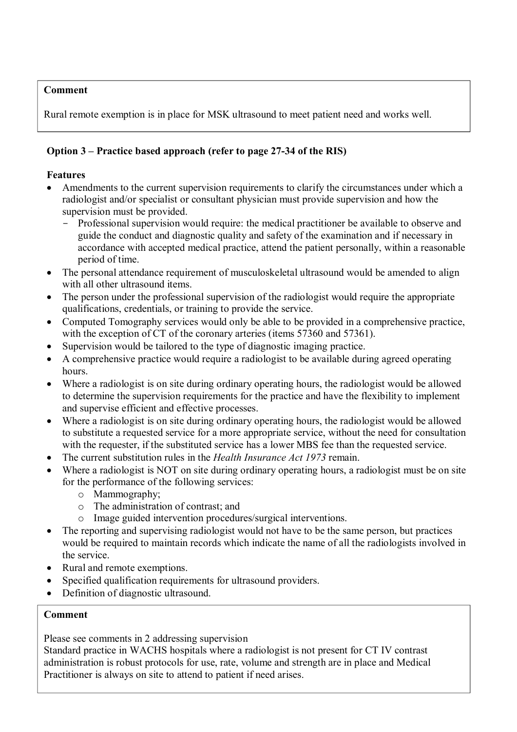**Comment**

Rural remote exemption is in place for MSK ultrasound to meet patient need and works well.

**Option 3 – Practice based approach (refer to page 27-34 of the RIS)**

**Features**

- Amendments to the current supervision requirements to clarify the circumstances under which a radiologist and/or specialist or consultant physician must provide supervision and how the supervision must be provided.
  - Professional supervision would require: the medical practitioner be available to observe and guide the conduct and diagnostic quality and safety of the examination and if necessary in accordance with accepted medical practice, attend the patient personally, within a reasonable period of time.
- The personal attendance requirement of musculoskeletal ultrasound would be amended to align with all other ultrasound items.
- The person under the professional supervision of the radiologist would require the appropriate qualifications, credentials, or training to provide the service.
- Computed Tomography services would only be able to be provided in a comprehensive practice, with the exception of CT of the coronary arteries (items 57360 and 57361).
- Supervision would be tailored to the type of diagnostic imaging practice.
- A comprehensive practice would require a radiologist to be available during agreed operating hours.
- Where a radiologist is on site during ordinary operating hours, the radiologist would be allowed to determine the supervision requirements for the practice and have the flexibility to implement and supervise efficient and effective processes.
- Where a radiologist is on site during ordinary operating hours, the radiologist would be allowed to substitute a requested service for a more appropriate service, without the need for consultation with the requester, if the substituted service has a lower MBS fee than the requested service.
- The current substitution rules in the *Health Insurance Act 1973* remain.
- Where a radiologist is NOT on site during ordinary operating hours, a radiologist must be on site for the performance of the following services:
  - Mammography;
  - The administration of contrast; and
  - Image guided intervention procedures/surgical interventions.
- The reporting and supervising radiologist would not have to be the same person, but practices would be required to maintain records which indicate the name of all the radiologists involved in the service.
- Rural and remote exemptions.
- Specified qualification requirements for ultrasound providers.
- Definition of diagnostic ultrasound.

**Comment**

Please see comments in 2 addressing supervision
Standard practice in WACHS hospitals where a radiologist is not present for CT IV contrast administration is robust protocols for use, rate, volume and strength are in place and Medical Practitioner is always on site to attend to patient if need arises.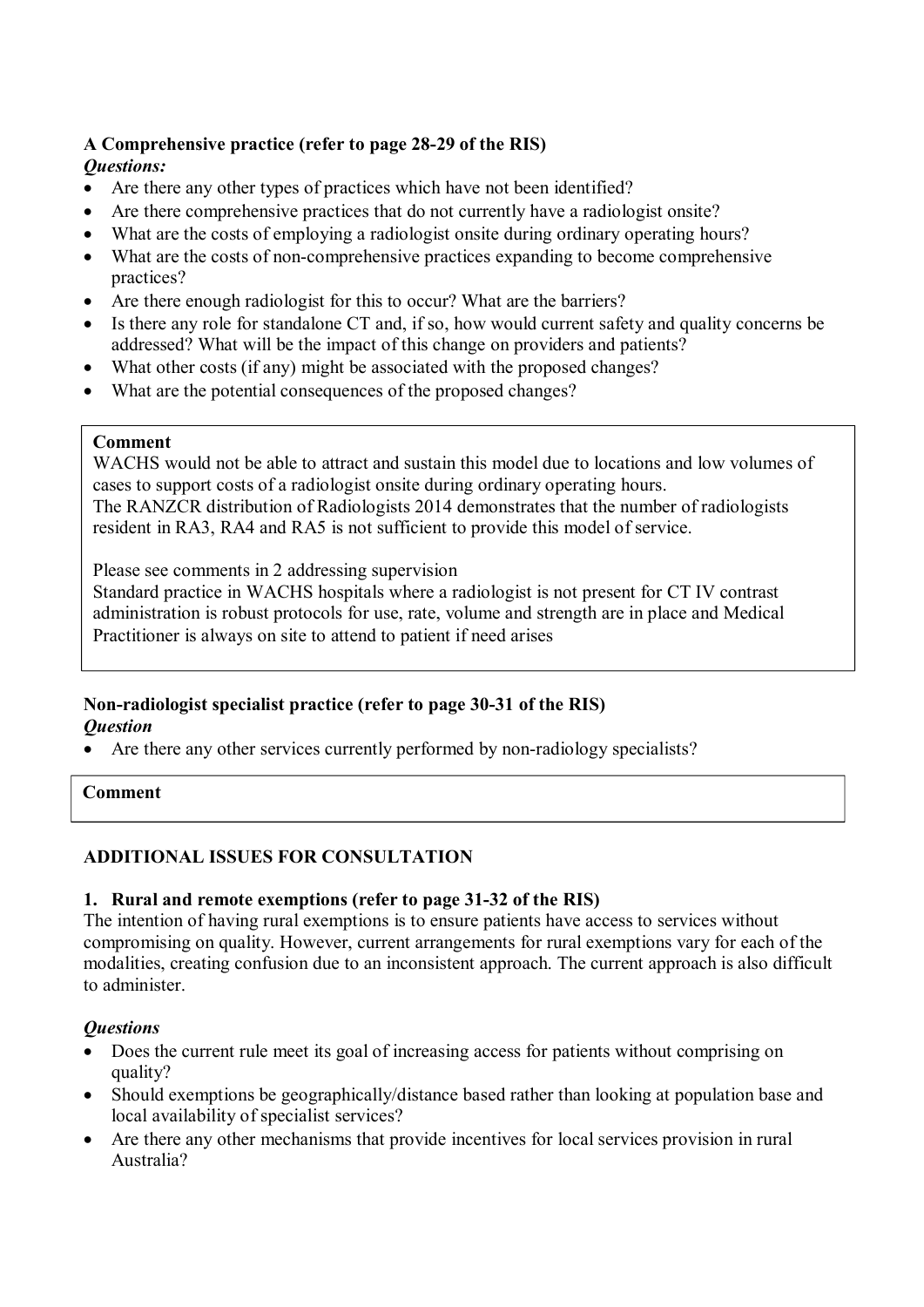**A Comprehensive practice (refer to page 28-29 of the RIS)**

***Questions:***

- Are there any other types of practices which have not been identified?
- Are there comprehensive practices that do not currently have a radiologist onsite?
- What are the costs of employing a radiologist onsite during ordinary operating hours?
- What are the costs of non-comprehensive practices expanding to become comprehensive practices?
- Are there enough radiologist for this to occur? What are the barriers?
- Is there any role for standalone CT and, if so, how would current safety and quality concerns be addressed? What will be the impact of this change on providers and patients?
- What other costs (if any) might be associated with the proposed changes?
- What are the potential consequences of the proposed changes?

**Comment**

WACHS would not be able to attract and sustain this model due to locations and low volumes of cases to support costs of a radiologist onsite during ordinary operating hours.
The RANZCR distribution of Radiologists 2014 demonstrates that the number of radiologists resident in RA3, RA4 and RA5 is not sufficient to provide this model of service.

Please see comments in 2 addressing supervision
Standard practice in WACHS hospitals where a radiologist is not present for CT IV contrast administration is robust protocols for use, rate, volume and strength are in place and Medical Practitioner is always on site to attend to patient if need arises

**Non-radiologist specialist practice (refer to page 30-31 of the RIS)**

***Question***

- Are there any other services currently performed by non-radiology specialists?

**Comment**

**ADDITIONAL ISSUES FOR CONSULTATION**

**1. Rural and remote exemptions (refer to page 31-32 of the RIS)**

The intention of having rural exemptions is to ensure patients have access to services without compromising on quality. However, current arrangements for rural exemptions vary for each of the modalities, creating confusion due to an inconsistent approach. The current approach is also difficult to administer.

***Questions***

- Does the current rule meet its goal of increasing access for patients without comprising on quality?
- Should exemptions be geographically/distance based rather than looking at population base and local availability of specialist services?
- Are there any other mechanisms that provide incentives for local services provision in rural Australia?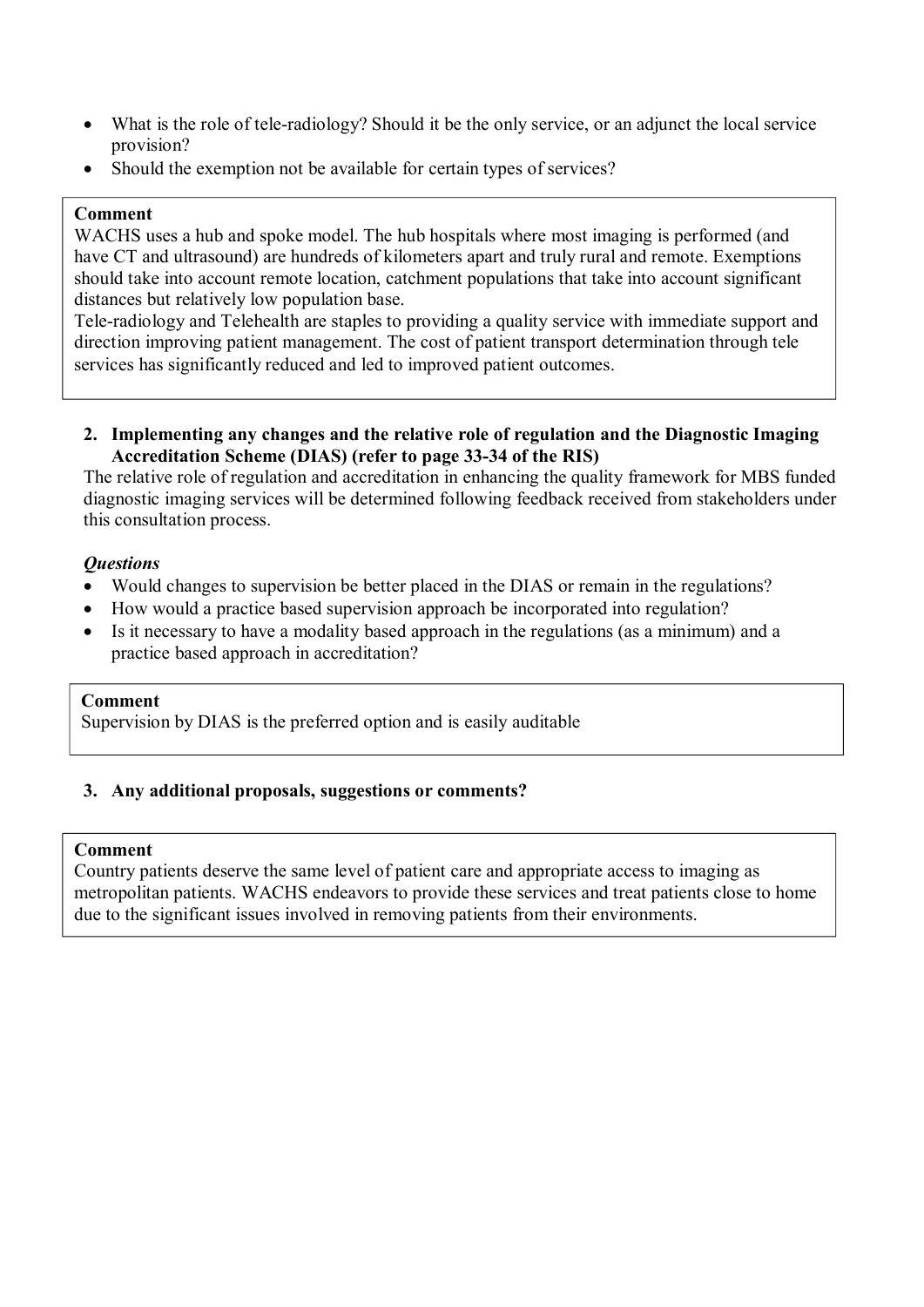- What is the role of tele-radiology? Should it be the only service, or an adjunct the local service provision?
- Should the exemption not be available for certain types of services?

**Comment**

WACHS uses a hub and spoke model. The hub hospitals where most imaging is performed (and have CT and ultrasound) are hundreds of kilometers apart and truly rural and remote. Exemptions should take into account remote location, catchment populations that take into account significant distances but relatively low population base.

Tele-radiology and Telehealth are staples to providing a quality service with immediate support and direction improving patient management. The cost of patient transport determination through tele services has significantly reduced and led to improved patient outcomes.

**2. Implementing any changes and the relative role of regulation and the Diagnostic Imaging Accreditation Scheme (DIAS) (refer to page 33-34 of the RIS)**

The relative role of regulation and accreditation in enhancing the quality framework for MBS funded diagnostic imaging services will be determined following feedback received from stakeholders under this consultation process.

***Questions***

- Would changes to supervision be better placed in the DIAS or remain in the regulations?
- How would a practice based supervision approach be incorporated into regulation?
- Is it necessary to have a modality based approach in the regulations (as a minimum) and a practice based approach in accreditation?

**Comment**

Supervision by DIAS is the preferred option and is easily auditable

**3. Any additional proposals, suggestions or comments?**

**Comment**

Country patients deserve the same level of patient care and appropriate access to imaging as metropolitan patients. WACHS endeavors to provide these services and treat patients close to home due to the significant issues involved in removing patients from their environments.